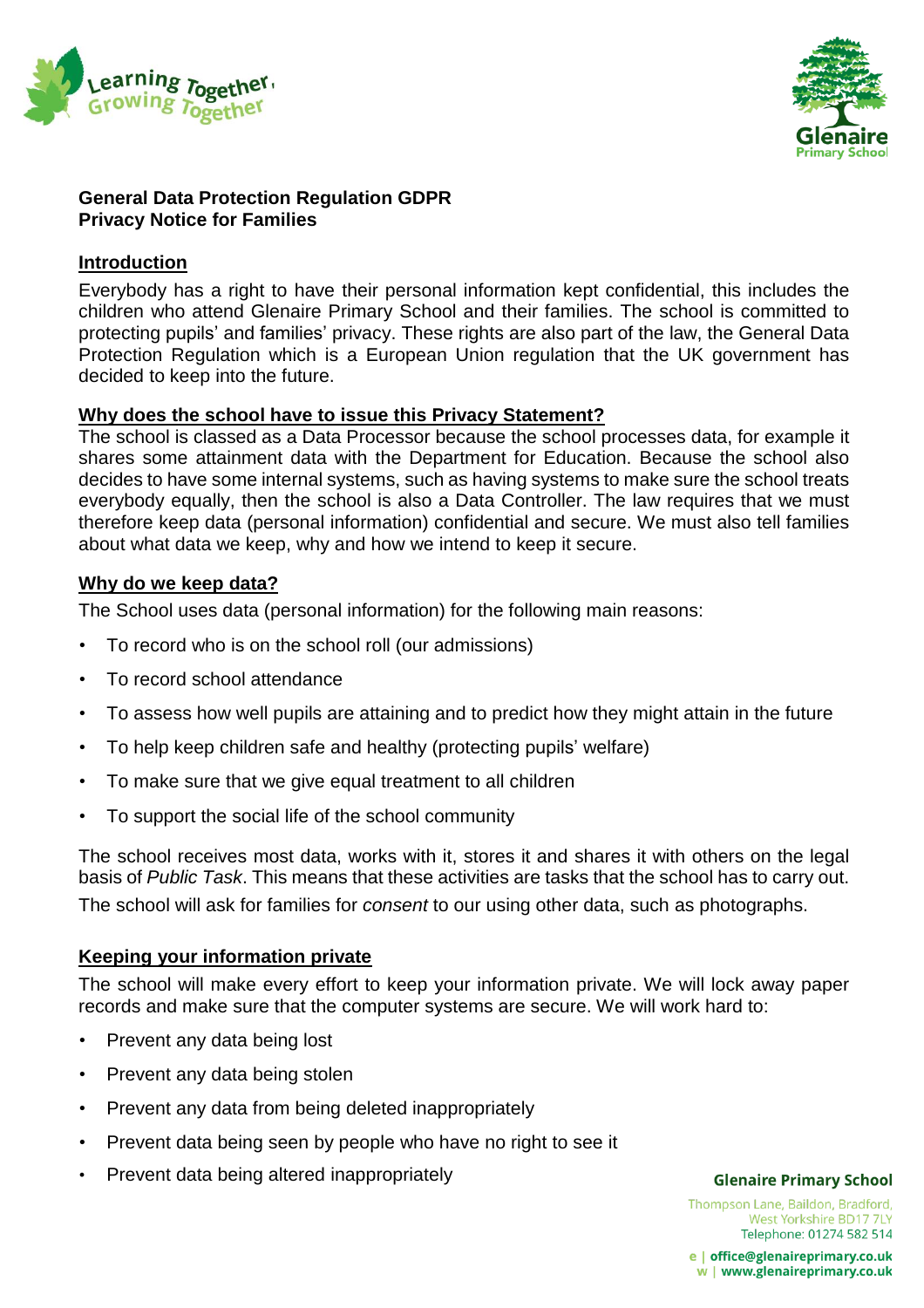**General Data Protection Regulation GDPR**
**Privacy Notice for Families**

## Introduction

Everybody has a right to have their personal information kept confidential, this includes the children who attend Glenaire Primary School and their families. The school is committed to protecting pupils' and families' privacy. These rights are also part of the law, the General Data Protection Regulation which is a European Union regulation that the UK government has decided to keep into the future.

## Why does the school have to issue this Privacy Statement?

The school is classed as a Data Processor because the school processes data, for example it shares some attainment data with the Department for Education. Because the school also decides to have some internal systems, such as having systems to make sure the school treats everybody equally, then the school is also a Data Controller. The law requires that we must therefore keep data (personal information) confidential and secure. We must also tell families about what data we keep, why and how we intend to keep it secure.

## Why do we keep data?

The School uses data (personal information) for the following main reasons:

- To record who is on the school roll (our admissions)
- To record school attendance
- To assess how well pupils are attaining and to predict how they might attain in the future
- To help keep children safe and healthy (protecting pupils' welfare)
- To make sure that we give equal treatment to all children
- To support the social life of the school community

The school receives most data, works with it, stores it and shares it with others on the legal basis of *Public Task*. This means that these activities are tasks that the school has to carry out. The school will ask for families for *consent* to our using other data, such as photographs.

## Keeping your information private

The school will make every effort to keep your information private. We will lock away paper records and make sure that the computer systems are secure. We will work hard to:

- Prevent any data being lost
- Prevent any data being stolen
- Prevent any data from being deleted inappropriately
- Prevent data being seen by people who have no right to see it
- Prevent data being altered inappropriately

**Glenaire Primary School**
Thompson Lane, Baildon, Bradford, West Yorkshire BD17 7LY
Telephone: 01274 582 514
e | office@glenaireprimary.co.uk
w | www.glenaireprimary.co.uk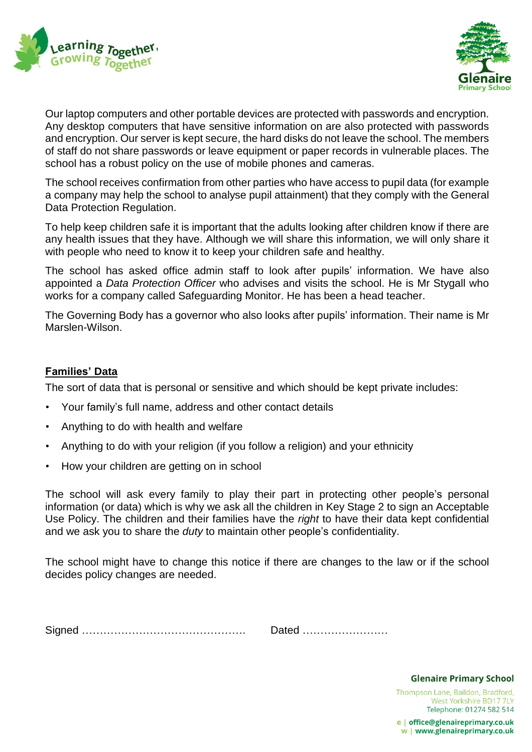Our laptop computers and other portable devices are protected with passwords and encryption. Any desktop computers that have sensitive information on are also protected with passwords and encryption. Our server is kept secure, the hard disks do not leave the school. The members of staff do not share passwords or leave equipment or paper records in vulnerable places. The school has a robust policy on the use of mobile phones and cameras.

The school receives confirmation from other parties who have access to pupil data (for example a company may help the school to analyse pupil attainment) that they comply with the General Data Protection Regulation.

To help keep children safe it is important that the adults looking after children know if there are any health issues that they have. Although we will share this information, we will only share it with people who need to know it to keep your children safe and healthy.

The school has asked office admin staff to look after pupils' information. We have also appointed a *Data Protection Officer* who advises and visits the school. He is Mr Stygall who works for a company called Safeguarding Monitor. He has been a head teacher.

The Governing Body has a governor who also looks after pupils' information. Their name is Mr Marslen-Wilson.

## Families' Data

The sort of data that is personal or sensitive and which should be kept private includes:

- Your family's full name, address and other contact details
- Anything to do with health and welfare
- Anything to do with your religion (if you follow a religion) and your ethnicity
- How your children are getting on in school

The school will ask every family to play their part in protecting other people's personal information (or data) which is why we ask all the children in Key Stage 2 to sign an Acceptable Use Policy. The children and their families have the *right* to have their data kept confidential and we ask you to share the *duty* to maintain other people's confidentiality.

The school might have to change this notice if there are changes to the law or if the school decides policy changes are needed.

Signed ……………………………………… Dated ……………………

**Glenaire Primary School**

Thompson Lane, Baildon, Bradford, West Yorkshire BD17 7LY
Telephone: 01274 582 514

e | office@glenaireprimary.co.uk
w | www.glenaireprimary.co.uk